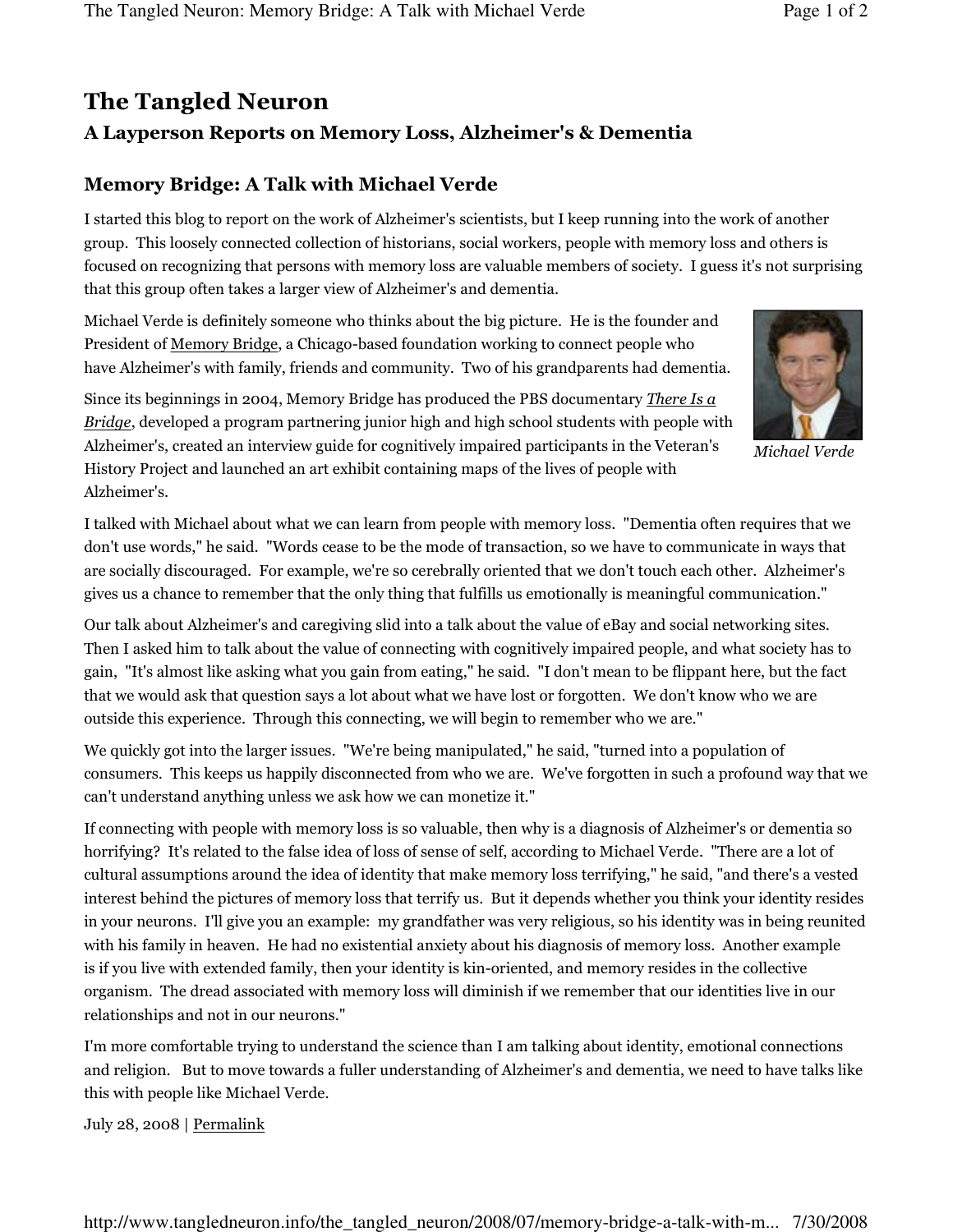# The Tangled Neuron

## A Layperson Reports on Memory Loss, Alzheimer's & Dementia

### Memory Bridge: A Talk with Michael Verde

I started this blog to report on the work of Alzheimer's scientists, but I keep running into the work of another group. This loosely connected collection of historians, social workers, people with memory loss and others is focused on recognizing that persons with memory loss are valuable members of society. I guess it's not surprising that this group often takes a larger view of Alzheimer's and dementia.

Michael Verde is definitely someone who thinks about the big picture. He is the founder and President of Memory Bridge, a Chicago-based foundation working to connect people who have Alzheimer's with family, friends and community. Two of his grandparents had dementia.

*Michael Verde*

Since its beginnings in 2004, Memory Bridge has produced the PBS documentary ***There Is a Bridge***, developed a program partnering junior high and high school students with people with Alzheimer's, created an interview guide for cognitively impaired participants in the Veteran's History Project and launched an art exhibit containing maps of the lives of people with Alzheimer's.

I talked with Michael about what we can learn from people with memory loss. "Dementia often requires that we don't use words," he said. "Words cease to be the mode of transaction, so we have to communicate in ways that are socially discouraged. For example, we're so cerebrally oriented that we don't touch each other. Alzheimer's gives us a chance to remember that the only thing that fulfills us emotionally is meaningful communication."

Our talk about Alzheimer's and caregiving slid into a talk about the value of eBay and social networking sites. Then I asked him to talk about the value of connecting with cognitively impaired people, and what society has to gain, "It's almost like asking what you gain from eating," he said. "I don't mean to be flippant here, but the fact that we would ask that question says a lot about what we have lost or forgotten. We don't know who we are outside this experience. Through this connecting, we will begin to remember who we are."

We quickly got into the larger issues. "We're being manipulated," he said, "turned into a population of consumers. This keeps us happily disconnected from who we are. We've forgotten in such a profound way that we can't understand anything unless we ask how we can monetize it."

If connecting with people with memory loss is so valuable, then why is a diagnosis of Alzheimer's or dementia so horrifying? It's related to the false idea of loss of sense of self, according to Michael Verde. "There are a lot of cultural assumptions around the idea of identity that make memory loss terrifying," he said, "and there's a vested interest behind the pictures of memory loss that terrify us. But it depends whether you think your identity resides in your neurons. I'll give you an example: my grandfather was very religious, so his identity was in being reunited with his family in heaven. He had no existential anxiety about his diagnosis of memory loss. Another example is if you live with extended family, then your identity is kin-oriented, and memory resides in the collective organism. The dread associated with memory loss will diminish if we remember that our identities live in our relationships and not in our neurons."

I'm more comfortable trying to understand the science than I am talking about identity, emotional connections and religion. But to move towards a fuller understanding of Alzheimer's and dementia, we need to have talks like this with people like Michael Verde.

July 28, 2008 | Permalink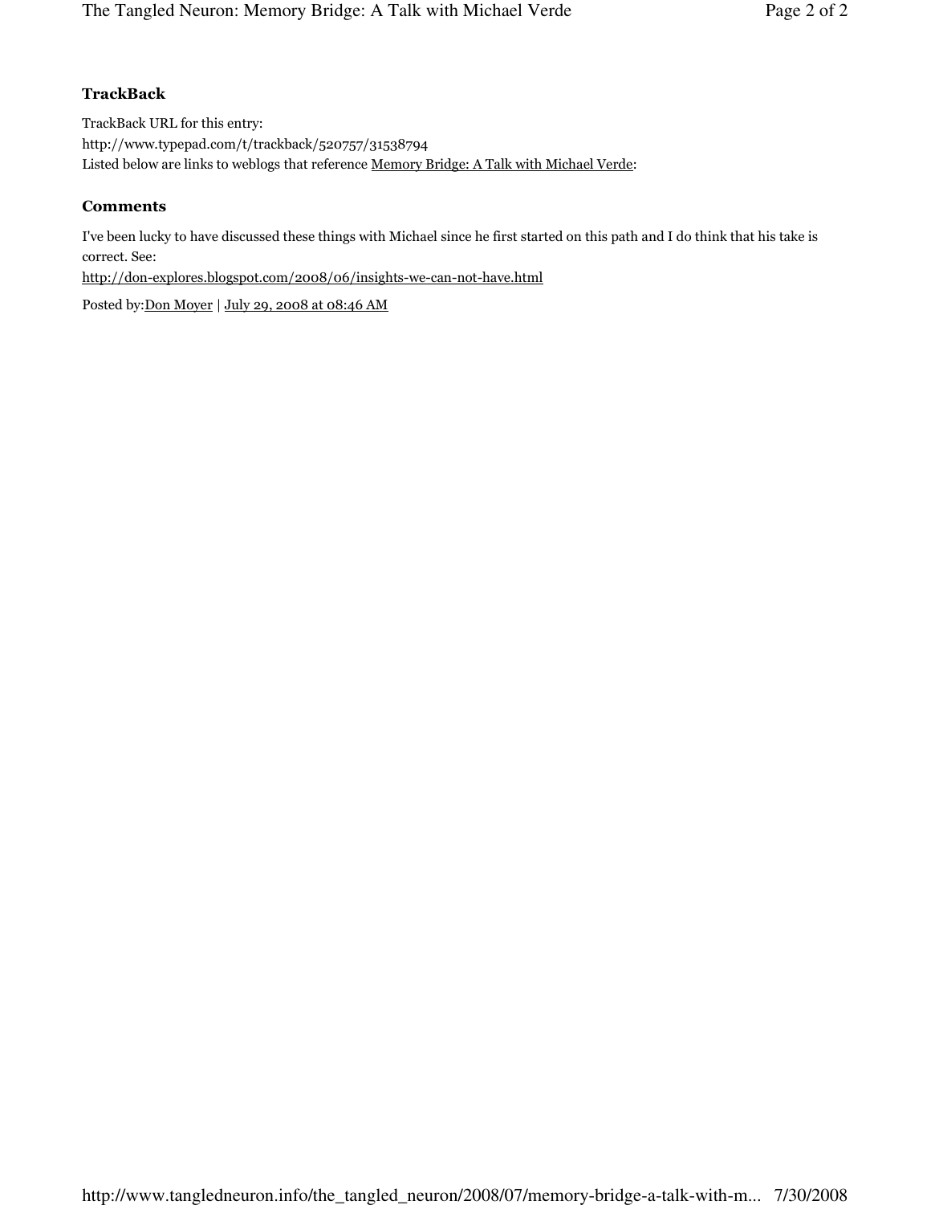### TrackBack

TrackBack URL for this entry:
http://www.typepad.com/t/trackback/520757/31538794
Listed below are links to weblogs that reference Memory Bridge: A Talk with Michael Verde:

### Comments

I've been lucky to have discussed these things with Michael since he first started on this path and I do think that his take is correct. See:
http://don-explores.blogspot.com/2008/06/insights-we-can-not-have.html

Posted by:Don Moyer | July 29, 2008 at 08:46 AM